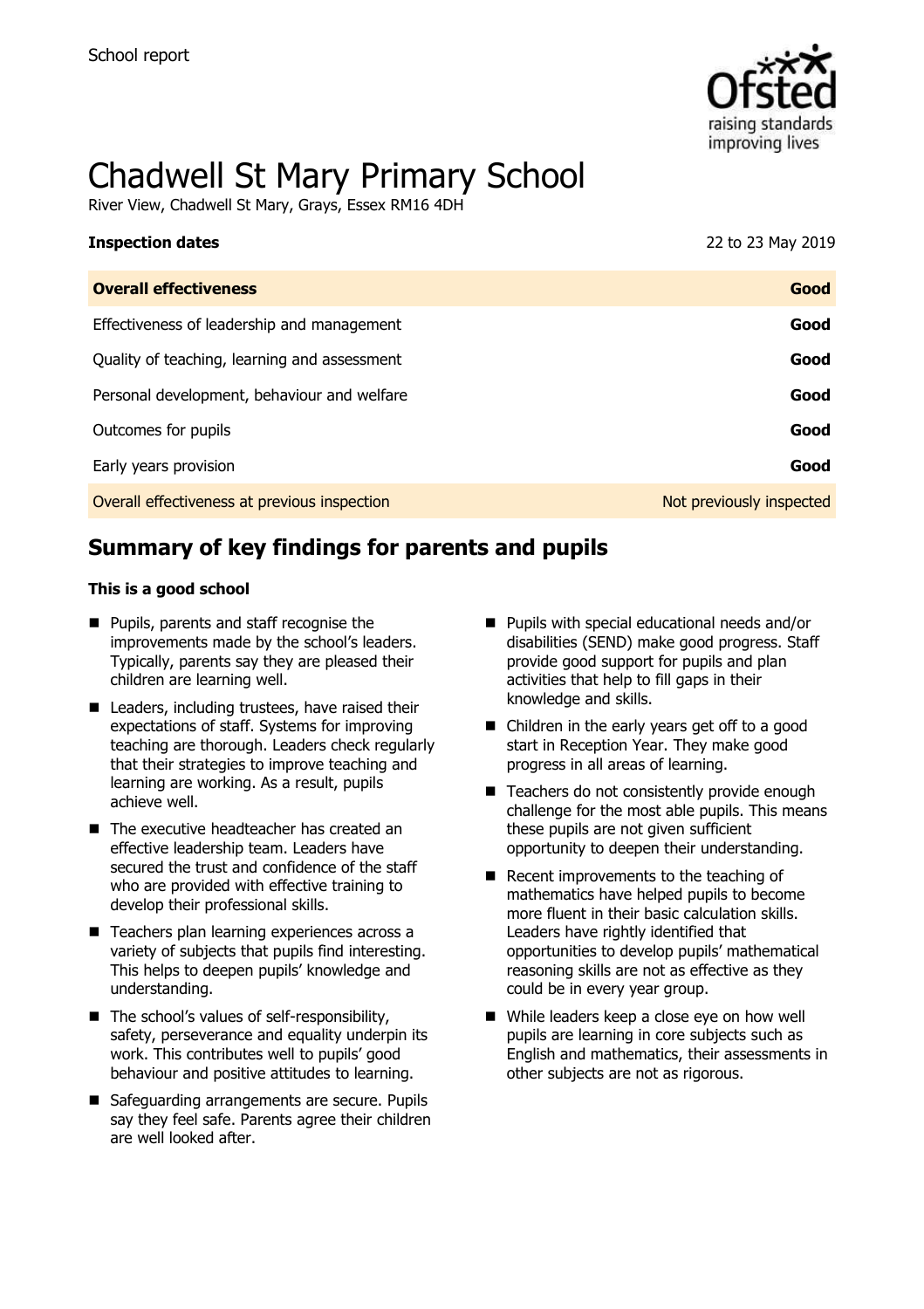School report

# Chadwell St Mary Primary School

River View, Chadwell St Mary, Grays, Essex RM16 4DH

**Inspection dates** 22 to 23 May 2019

| | |
|---|---|
| **Overall effectiveness** | **Good** |
| Effectiveness of leadership and management | **Good** |
| Quality of teaching, learning and assessment | **Good** |
| Personal development, behaviour and welfare | **Good** |
| Outcomes for pupils | **Good** |
| Early years provision | **Good** |
| Overall effectiveness at previous inspection | Not previously inspected |

## Summary of key findings for parents and pupils

**This is a good school**

- Pupils, parents and staff recognise the improvements made by the school's leaders. Typically, parents say they are pleased their children are learning well.
- Leaders, including trustees, have raised their expectations of staff. Systems for improving teaching are thorough. Leaders check regularly that their strategies to improve teaching and learning are working. As a result, pupils achieve well.
- The executive headteacher has created an effective leadership team. Leaders have secured the trust and confidence of the staff who are provided with effective training to develop their professional skills.
- Teachers plan learning experiences across a variety of subjects that pupils find interesting. This helps to deepen pupils' knowledge and understanding.
- The school's values of self-responsibility, safety, perseverance and equality underpin its work. This contributes well to pupils' good behaviour and positive attitudes to learning.
- Safeguarding arrangements are secure. Pupils say they feel safe. Parents agree their children are well looked after.
- Pupils with special educational needs and/or disabilities (SEND) make good progress. Staff provide good support for pupils and plan activities that help to fill gaps in their knowledge and skills.
- Children in the early years get off to a good start in Reception Year. They make good progress in all areas of learning.
- Teachers do not consistently provide enough challenge for the most able pupils. This means these pupils are not given sufficient opportunity to deepen their understanding.
- Recent improvements to the teaching of mathematics have helped pupils to become more fluent in their basic calculation skills. Leaders have rightly identified that opportunities to develop pupils' mathematical reasoning skills are not as effective as they could be in every year group.
- While leaders keep a close eye on how well pupils are learning in core subjects such as English and mathematics, their assessments in other subjects are not as rigorous.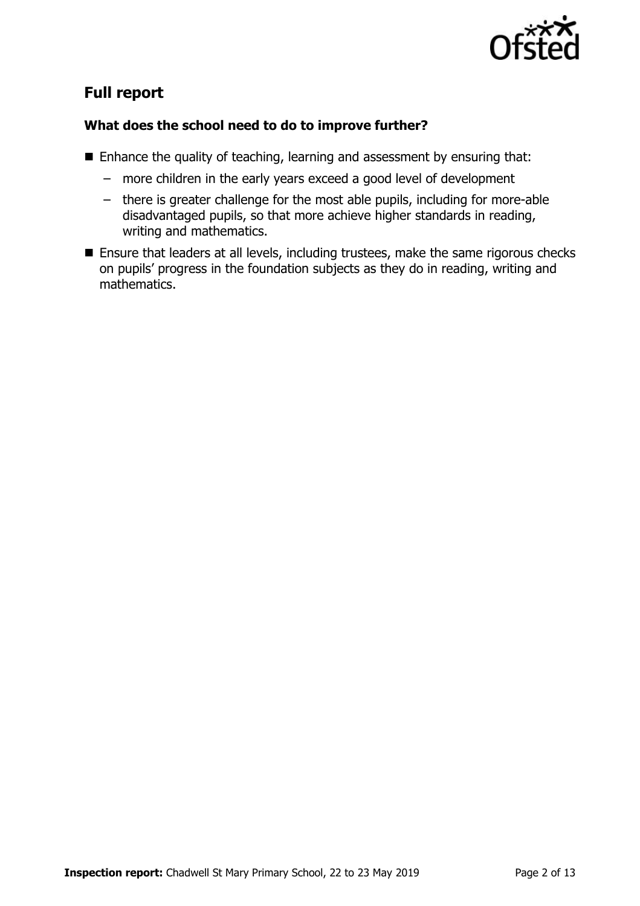## Full report

### What does the school need to do to improve further?

- Enhance the quality of teaching, learning and assessment by ensuring that:
  - more children in the early years exceed a good level of development
  - there is greater challenge for the most able pupils, including for more-able disadvantaged pupils, so that more achieve higher standards in reading, writing and mathematics.
- Ensure that leaders at all levels, including trustees, make the same rigorous checks on pupils' progress in the foundation subjects as they do in reading, writing and mathematics.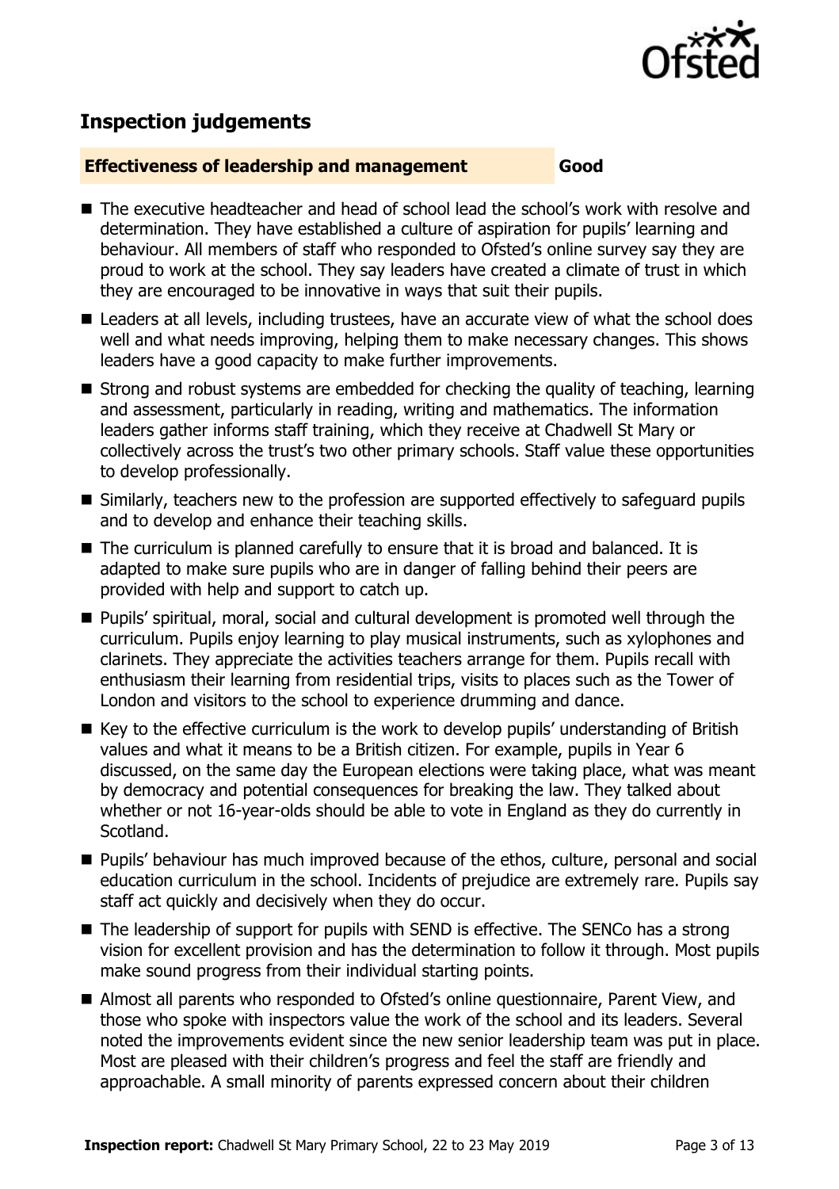## Inspection judgements

**Effectiveness of leadership and management** **Good**

- The executive headteacher and head of school lead the school's work with resolve and determination. They have established a culture of aspiration for pupils' learning and behaviour. All members of staff who responded to Ofsted's online survey say they are proud to work at the school. They say leaders have created a climate of trust in which they are encouraged to be innovative in ways that suit their pupils.
- Leaders at all levels, including trustees, have an accurate view of what the school does well and what needs improving, helping them to make necessary changes. This shows leaders have a good capacity to make further improvements.
- Strong and robust systems are embedded for checking the quality of teaching, learning and assessment, particularly in reading, writing and mathematics. The information leaders gather informs staff training, which they receive at Chadwell St Mary or collectively across the trust's two other primary schools. Staff value these opportunities to develop professionally.
- Similarly, teachers new to the profession are supported effectively to safeguard pupils and to develop and enhance their teaching skills.
- The curriculum is planned carefully to ensure that it is broad and balanced. It is adapted to make sure pupils who are in danger of falling behind their peers are provided with help and support to catch up.
- Pupils' spiritual, moral, social and cultural development is promoted well through the curriculum. Pupils enjoy learning to play musical instruments, such as xylophones and clarinets. They appreciate the activities teachers arrange for them. Pupils recall with enthusiasm their learning from residential trips, visits to places such as the Tower of London and visitors to the school to experience drumming and dance.
- Key to the effective curriculum is the work to develop pupils' understanding of British values and what it means to be a British citizen. For example, pupils in Year 6 discussed, on the same day the European elections were taking place, what was meant by democracy and potential consequences for breaking the law. They talked about whether or not 16-year-olds should be able to vote in England as they do currently in Scotland.
- Pupils' behaviour has much improved because of the ethos, culture, personal and social education curriculum in the school. Incidents of prejudice are extremely rare. Pupils say staff act quickly and decisively when they do occur.
- The leadership of support for pupils with SEND is effective. The SENCo has a strong vision for excellent provision and has the determination to follow it through. Most pupils make sound progress from their individual starting points.
- Almost all parents who responded to Ofsted's online questionnaire, Parent View, and those who spoke with inspectors value the work of the school and its leaders. Several noted the improvements evident since the new senior leadership team was put in place. Most are pleased with their children's progress and feel the staff are friendly and approachable. A small minority of parents expressed concern about their children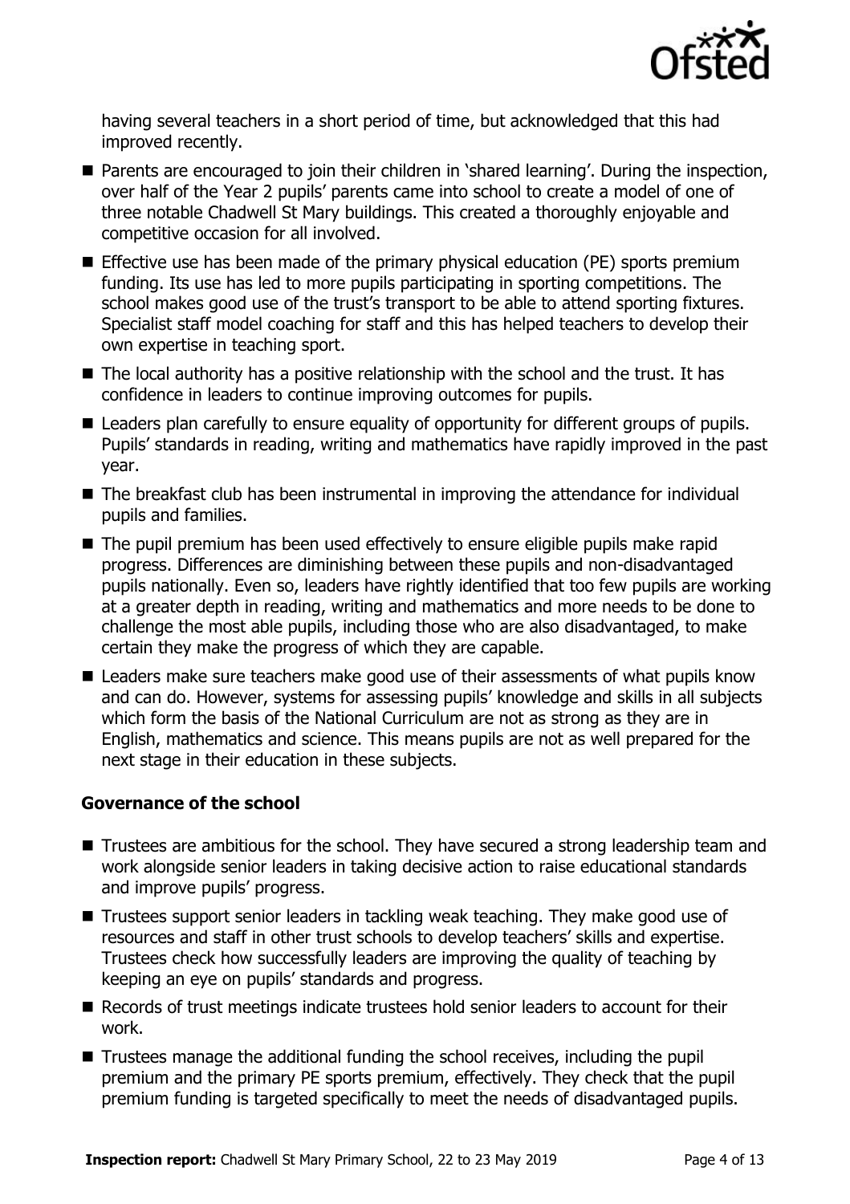having several teachers in a short period of time, but acknowledged that this had improved recently.

- Parents are encouraged to join their children in 'shared learning'. During the inspection, over half of the Year 2 pupils' parents came into school to create a model of one of three notable Chadwell St Mary buildings. This created a thoroughly enjoyable and competitive occasion for all involved.
- Effective use has been made of the primary physical education (PE) sports premium funding. Its use has led to more pupils participating in sporting competitions. The school makes good use of the trust's transport to be able to attend sporting fixtures. Specialist staff model coaching for staff and this has helped teachers to develop their own expertise in teaching sport.
- The local authority has a positive relationship with the school and the trust. It has confidence in leaders to continue improving outcomes for pupils.
- Leaders plan carefully to ensure equality of opportunity for different groups of pupils. Pupils' standards in reading, writing and mathematics have rapidly improved in the past year.
- The breakfast club has been instrumental in improving the attendance for individual pupils and families.
- The pupil premium has been used effectively to ensure eligible pupils make rapid progress. Differences are diminishing between these pupils and non-disadvantaged pupils nationally. Even so, leaders have rightly identified that too few pupils are working at a greater depth in reading, writing and mathematics and more needs to be done to challenge the most able pupils, including those who are also disadvantaged, to make certain they make the progress of which they are capable.
- Leaders make sure teachers make good use of their assessments of what pupils know and can do. However, systems for assessing pupils' knowledge and skills in all subjects which form the basis of the National Curriculum are not as strong as they are in English, mathematics and science. This means pupils are not as well prepared for the next stage in their education in these subjects.

### Governance of the school

- Trustees are ambitious for the school. They have secured a strong leadership team and work alongside senior leaders in taking decisive action to raise educational standards and improve pupils' progress.
- Trustees support senior leaders in tackling weak teaching. They make good use of resources and staff in other trust schools to develop teachers' skills and expertise. Trustees check how successfully leaders are improving the quality of teaching by keeping an eye on pupils' standards and progress.
- Records of trust meetings indicate trustees hold senior leaders to account for their work.
- Trustees manage the additional funding the school receives, including the pupil premium and the primary PE sports premium, effectively. They check that the pupil premium funding is targeted specifically to meet the needs of disadvantaged pupils.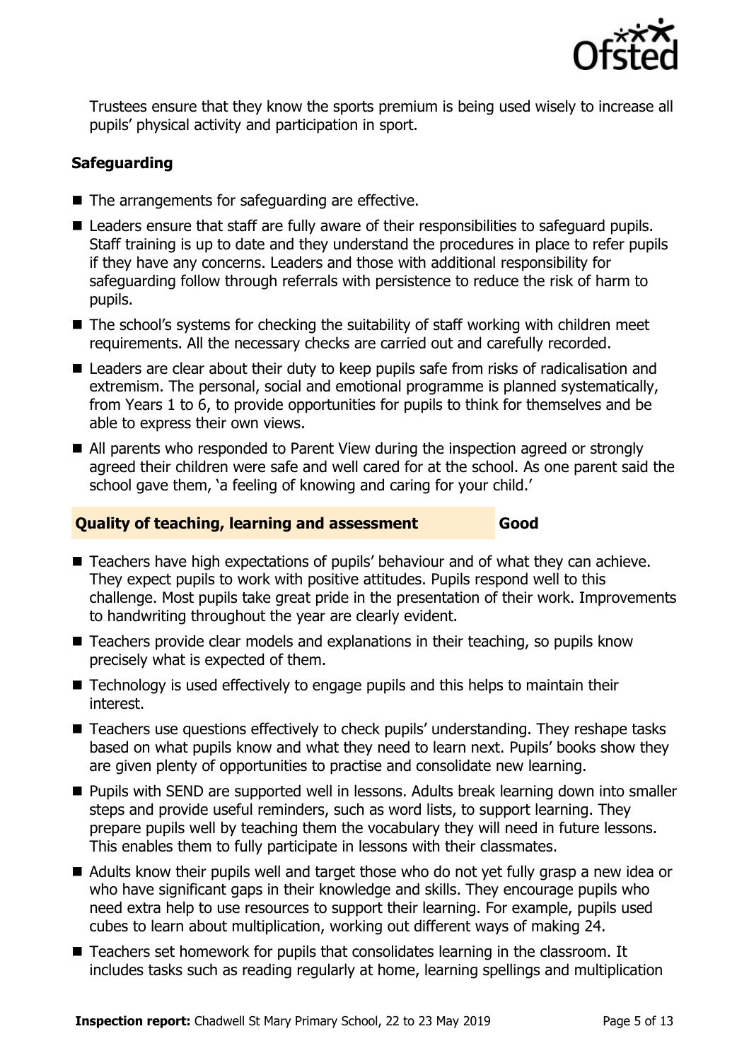Trustees ensure that they know the sports premium is being used wisely to increase all pupils' physical activity and participation in sport.

### Safeguarding

- The arrangements for safeguarding are effective.
- Leaders ensure that staff are fully aware of their responsibilities to safeguard pupils. Staff training is up to date and they understand the procedures in place to refer pupils if they have any concerns. Leaders and those with additional responsibility for safeguarding follow through referrals with persistence to reduce the risk of harm to pupils.
- The school's systems for checking the suitability of staff working with children meet requirements. All the necessary checks are carried out and carefully recorded.
- Leaders are clear about their duty to keep pupils safe from risks of radicalisation and extremism. The personal, social and emotional programme is planned systematically, from Years 1 to 6, to provide opportunities for pupils to think for themselves and be able to express their own views.
- All parents who responded to Parent View during the inspection agreed or strongly agreed their children were safe and well cared for at the school. As one parent said the school gave them, 'a feeling of knowing and caring for your child.'

### Quality of teaching, learning and assessment — Good

- Teachers have high expectations of pupils' behaviour and of what they can achieve. They expect pupils to work with positive attitudes. Pupils respond well to this challenge. Most pupils take great pride in the presentation of their work. Improvements to handwriting throughout the year are clearly evident.
- Teachers provide clear models and explanations in their teaching, so pupils know precisely what is expected of them.
- Technology is used effectively to engage pupils and this helps to maintain their interest.
- Teachers use questions effectively to check pupils' understanding. They reshape tasks based on what pupils know and what they need to learn next. Pupils' books show they are given plenty of opportunities to practise and consolidate new learning.
- Pupils with SEND are supported well in lessons. Adults break learning down into smaller steps and provide useful reminders, such as word lists, to support learning. They prepare pupils well by teaching them the vocabulary they will need in future lessons. This enables them to fully participate in lessons with their classmates.
- Adults know their pupils well and target those who do not yet fully grasp a new idea or who have significant gaps in their knowledge and skills. They encourage pupils who need extra help to use resources to support their learning. For example, pupils used cubes to learn about multiplication, working out different ways of making 24.
- Teachers set homework for pupils that consolidates learning in the classroom. It includes tasks such as reading regularly at home, learning spellings and multiplication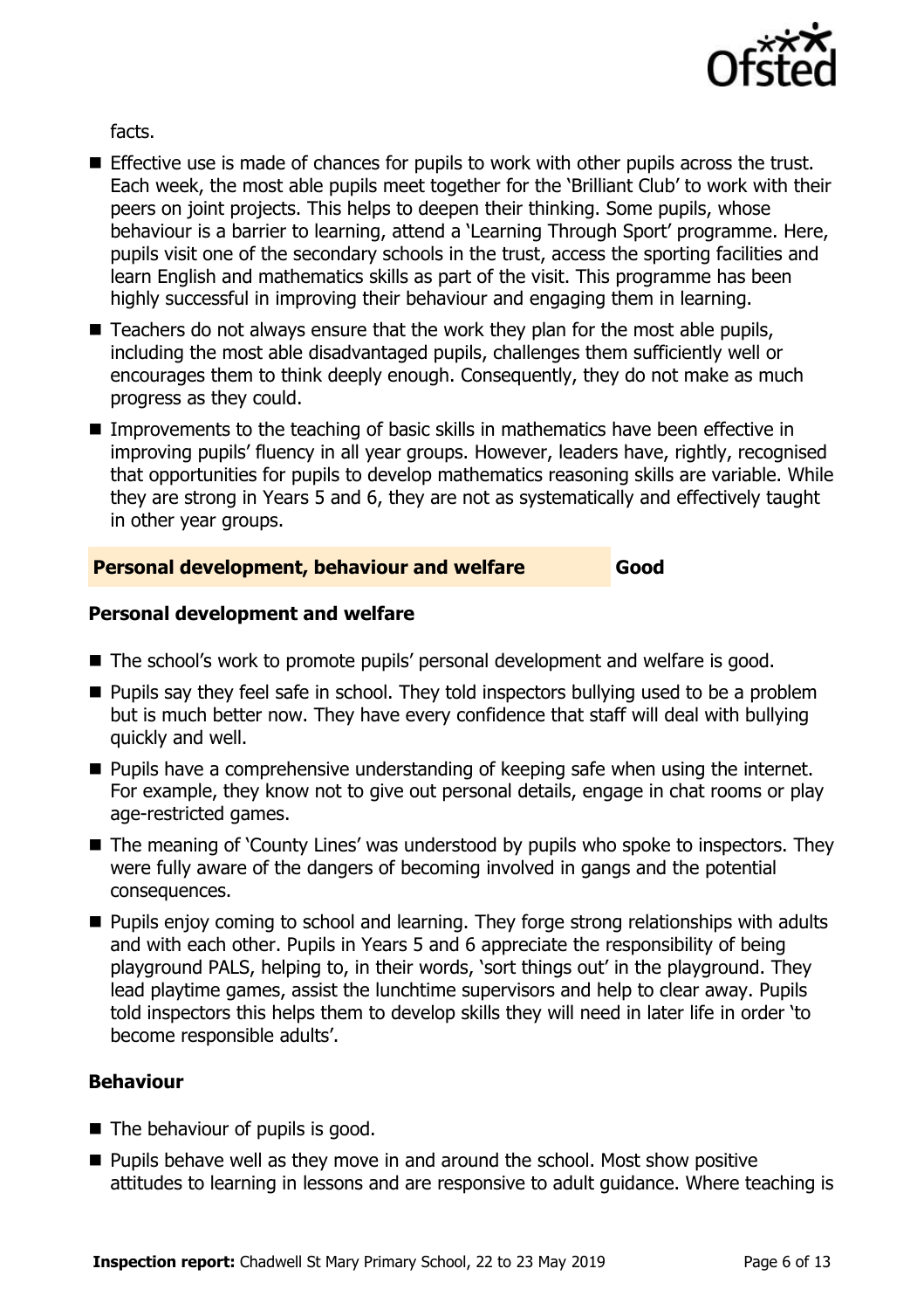facts.

- Effective use is made of chances for pupils to work with other pupils across the trust. Each week, the most able pupils meet together for the 'Brilliant Club' to work with their peers on joint projects. This helps to deepen their thinking. Some pupils, whose behaviour is a barrier to learning, attend a 'Learning Through Sport' programme. Here, pupils visit one of the secondary schools in the trust, access the sporting facilities and learn English and mathematics skills as part of the visit. This programme has been highly successful in improving their behaviour and engaging them in learning.
- Teachers do not always ensure that the work they plan for the most able pupils, including the most able disadvantaged pupils, challenges them sufficiently well or encourages them to think deeply enough. Consequently, they do not make as much progress as they could.
- Improvements to the teaching of basic skills in mathematics have been effective in improving pupils' fluency in all year groups. However, leaders have, rightly, recognised that opportunities for pupils to develop mathematics reasoning skills are variable. While they are strong in Years 5 and 6, they are not as systematically and effectively taught in other year groups.

## Personal development, behaviour and welfare — Good

### Personal development and welfare

- The school's work to promote pupils' personal development and welfare is good.
- Pupils say they feel safe in school. They told inspectors bullying used to be a problem but is much better now. They have every confidence that staff will deal with bullying quickly and well.
- Pupils have a comprehensive understanding of keeping safe when using the internet. For example, they know not to give out personal details, engage in chat rooms or play age-restricted games.
- The meaning of 'County Lines' was understood by pupils who spoke to inspectors. They were fully aware of the dangers of becoming involved in gangs and the potential consequences.
- Pupils enjoy coming to school and learning. They forge strong relationships with adults and with each other. Pupils in Years 5 and 6 appreciate the responsibility of being playground PALS, helping to, in their words, 'sort things out' in the playground. They lead playtime games, assist the lunchtime supervisors and help to clear away. Pupils told inspectors this helps them to develop skills they will need in later life in order 'to become responsible adults'.

### Behaviour

- The behaviour of pupils is good.
- Pupils behave well as they move in and around the school. Most show positive attitudes to learning in lessons and are responsive to adult guidance. Where teaching is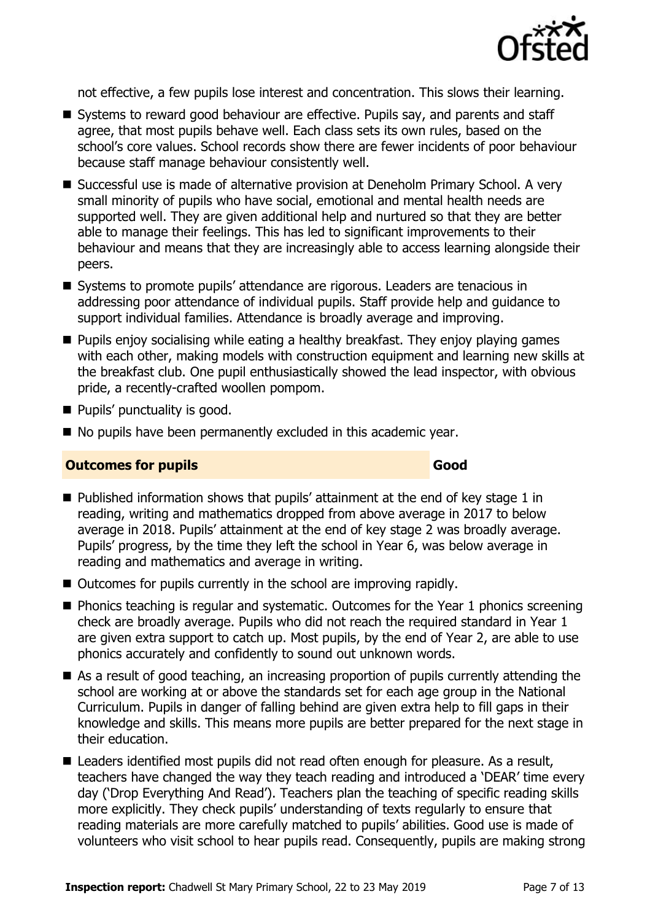not effective, a few pupils lose interest and concentration. This slows their learning.

- Systems to reward good behaviour are effective. Pupils say, and parents and staff agree, that most pupils behave well. Each class sets its own rules, based on the school's core values. School records show there are fewer incidents of poor behaviour because staff manage behaviour consistently well.
- Successful use is made of alternative provision at Deneholm Primary School. A very small minority of pupils who have social, emotional and mental health needs are supported well. They are given additional help and nurtured so that they are better able to manage their feelings. This has led to significant improvements to their behaviour and means that they are increasingly able to access learning alongside their peers.
- Systems to promote pupils' attendance are rigorous. Leaders are tenacious in addressing poor attendance of individual pupils. Staff provide help and guidance to support individual families. Attendance is broadly average and improving.
- Pupils enjoy socialising while eating a healthy breakfast. They enjoy playing games with each other, making models with construction equipment and learning new skills at the breakfast club. One pupil enthusiastically showed the lead inspector, with obvious pride, a recently-crafted woollen pompom.
- Pupils' punctuality is good.
- No pupils have been permanently excluded in this academic year.

## Outcomes for pupils — Good

- Published information shows that pupils' attainment at the end of key stage 1 in reading, writing and mathematics dropped from above average in 2017 to below average in 2018. Pupils' attainment at the end of key stage 2 was broadly average. Pupils' progress, by the time they left the school in Year 6, was below average in reading and mathematics and average in writing.
- Outcomes for pupils currently in the school are improving rapidly.
- Phonics teaching is regular and systematic. Outcomes for the Year 1 phonics screening check are broadly average. Pupils who did not reach the required standard in Year 1 are given extra support to catch up. Most pupils, by the end of Year 2, are able to use phonics accurately and confidently to sound out unknown words.
- As a result of good teaching, an increasing proportion of pupils currently attending the school are working at or above the standards set for each age group in the National Curriculum. Pupils in danger of falling behind are given extra help to fill gaps in their knowledge and skills. This means more pupils are better prepared for the next stage in their education.
- Leaders identified most pupils did not read often enough for pleasure. As a result, teachers have changed the way they teach reading and introduced a 'DEAR' time every day ('Drop Everything And Read'). Teachers plan the teaching of specific reading skills more explicitly. They check pupils' understanding of texts regularly to ensure that reading materials are more carefully matched to pupils' abilities. Good use is made of volunteers who visit school to hear pupils read. Consequently, pupils are making strong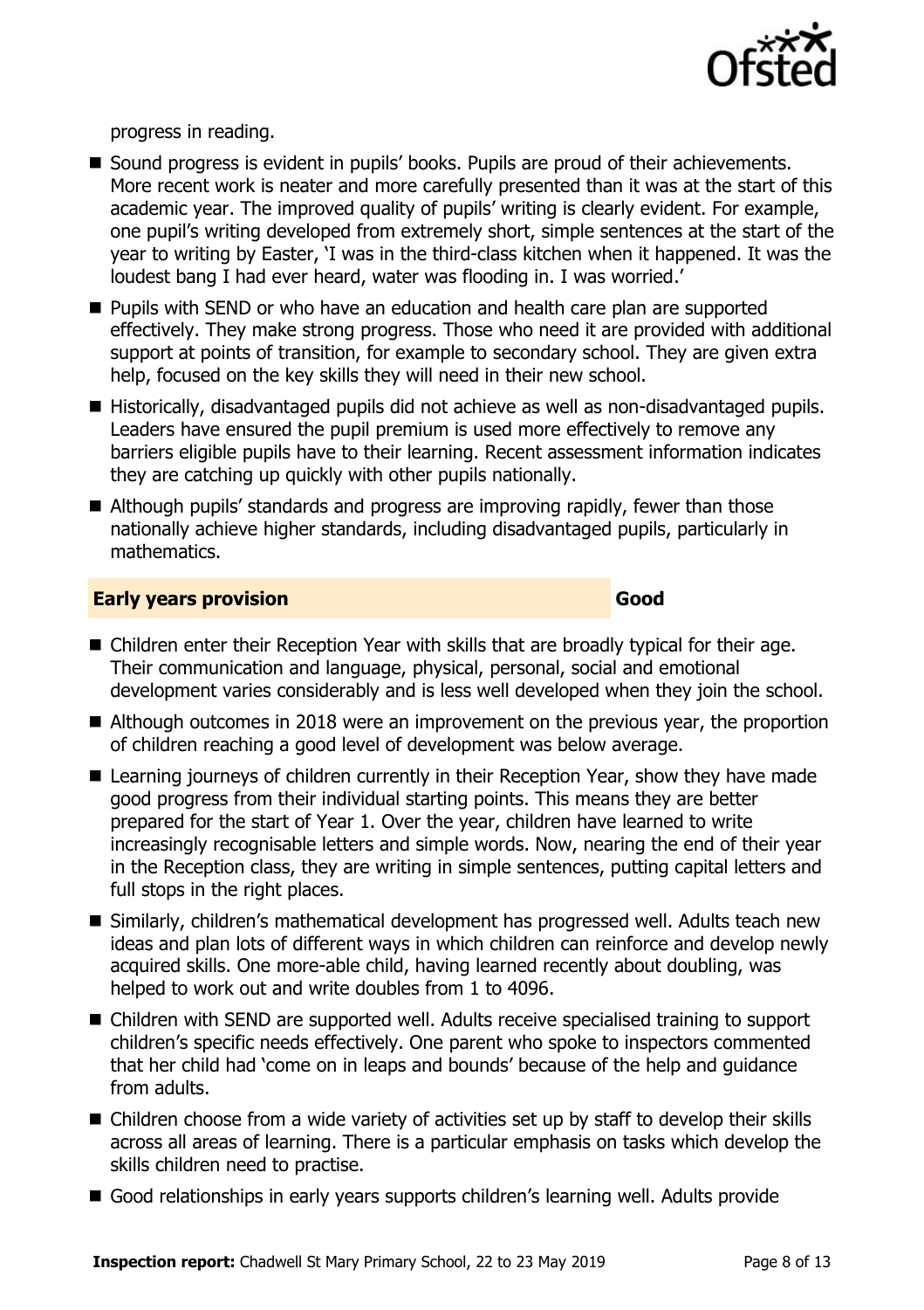progress in reading.

- Sound progress is evident in pupils' books. Pupils are proud of their achievements. More recent work is neater and more carefully presented than it was at the start of this academic year. The improved quality of pupils' writing is clearly evident. For example, one pupil's writing developed from extremely short, simple sentences at the start of the year to writing by Easter, 'I was in the third-class kitchen when it happened. It was the loudest bang I had ever heard, water was flooding in. I was worried.'
- Pupils with SEND or who have an education and health care plan are supported effectively. They make strong progress. Those who need it are provided with additional support at points of transition, for example to secondary school. They are given extra help, focused on the key skills they will need in their new school.
- Historically, disadvantaged pupils did not achieve as well as non-disadvantaged pupils. Leaders have ensured the pupil premium is used more effectively to remove any barriers eligible pupils have to their learning. Recent assessment information indicates they are catching up quickly with other pupils nationally.
- Although pupils' standards and progress are improving rapidly, fewer than those nationally achieve higher standards, including disadvantaged pupils, particularly in mathematics.

## Early years provision — Good

- Children enter their Reception Year with skills that are broadly typical for their age. Their communication and language, physical, personal, social and emotional development varies considerably and is less well developed when they join the school.
- Although outcomes in 2018 were an improvement on the previous year, the proportion of children reaching a good level of development was below average.
- Learning journeys of children currently in their Reception Year, show they have made good progress from their individual starting points. This means they are better prepared for the start of Year 1. Over the year, children have learned to write increasingly recognisable letters and simple words. Now, nearing the end of their year in the Reception class, they are writing in simple sentences, putting capital letters and full stops in the right places.
- Similarly, children's mathematical development has progressed well. Adults teach new ideas and plan lots of different ways in which children can reinforce and develop newly acquired skills. One more-able child, having learned recently about doubling, was helped to work out and write doubles from 1 to 4096.
- Children with SEND are supported well. Adults receive specialised training to support children's specific needs effectively. One parent who spoke to inspectors commented that her child had 'come on in leaps and bounds' because of the help and guidance from adults.
- Children choose from a wide variety of activities set up by staff to develop their skills across all areas of learning. There is a particular emphasis on tasks which develop the skills children need to practise.
- Good relationships in early years supports children's learning well. Adults provide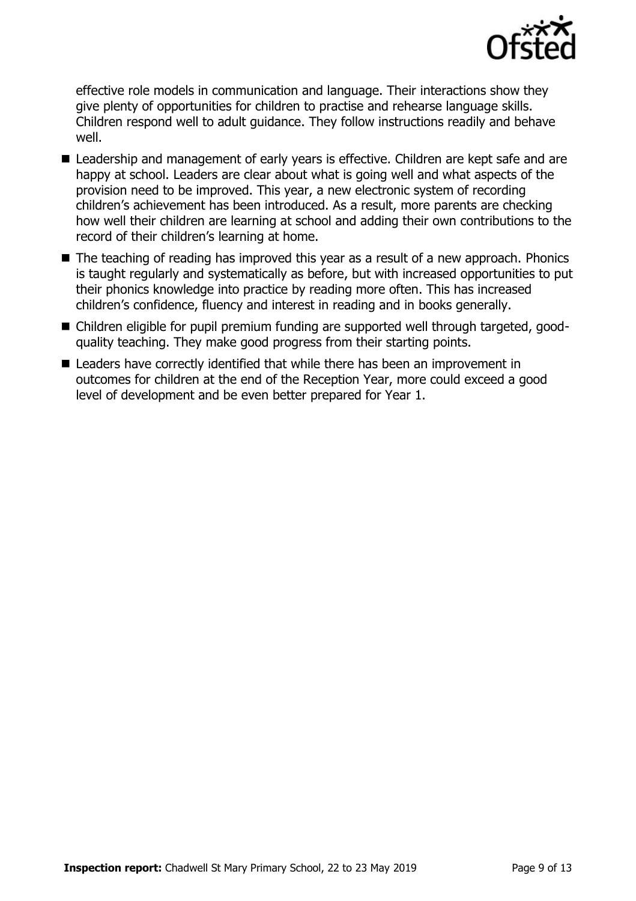effective role models in communication and language. Their interactions show they give plenty of opportunities for children to practise and rehearse language skills. Children respond well to adult guidance. They follow instructions readily and behave well.

- Leadership and management of early years is effective. Children are kept safe and are happy at school. Leaders are clear about what is going well and what aspects of the provision need to be improved. This year, a new electronic system of recording children's achievement has been introduced. As a result, more parents are checking how well their children are learning at school and adding their own contributions to the record of their children's learning at home.
- The teaching of reading has improved this year as a result of a new approach. Phonics is taught regularly and systematically as before, but with increased opportunities to put their phonics knowledge into practice by reading more often. This has increased children's confidence, fluency and interest in reading and in books generally.
- Children eligible for pupil premium funding are supported well through targeted, good-quality teaching. They make good progress from their starting points.
- Leaders have correctly identified that while there has been an improvement in outcomes for children at the end of the Reception Year, more could exceed a good level of development and be even better prepared for Year 1.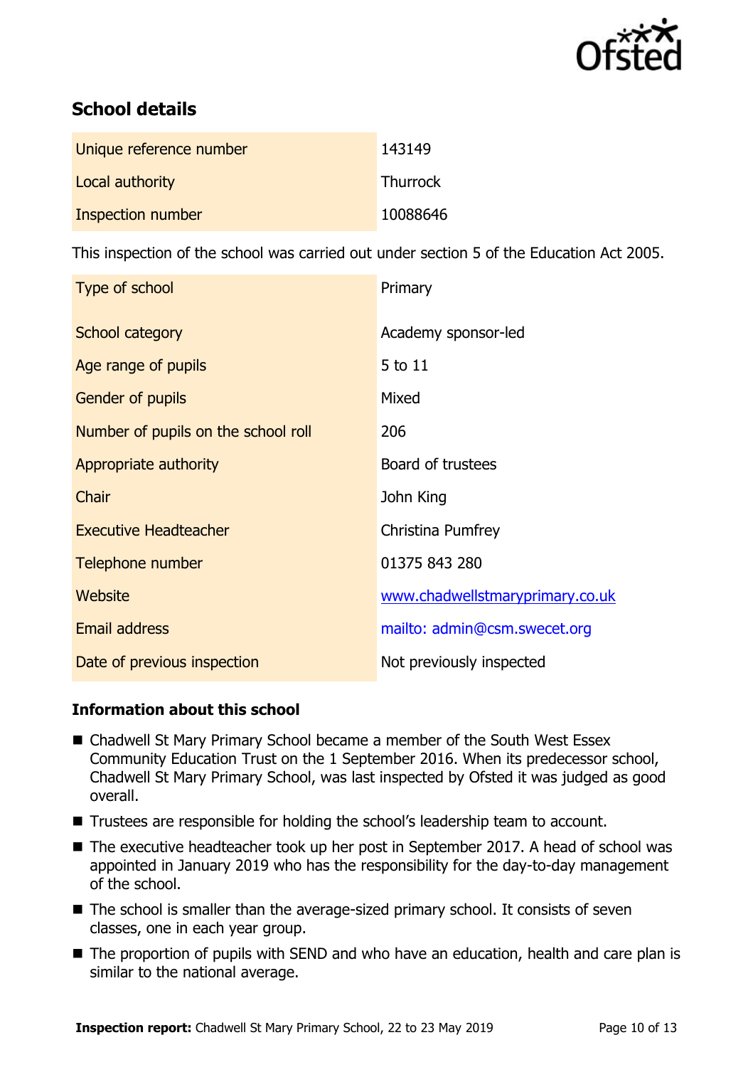## School details

| | |
|---|---|
| Unique reference number | 143149 |
| Local authority | Thurrock |
| Inspection number | 10088646 |

This inspection of the school was carried out under section 5 of the Education Act 2005.

| | |
|---|---|
| Type of school | Primary |
| School category | Academy sponsor-led |
| Age range of pupils | 5 to 11 |
| Gender of pupils | Mixed |
| Number of pupils on the school roll | 206 |
| Appropriate authority | Board of trustees |
| Chair | John King |
| Executive Headteacher | Christina Pumfrey |
| Telephone number | 01375 843 280 |
| Website | www.chadwellstmaryprimary.co.uk |
| Email address | mailto: admin@csm.swecet.org |
| Date of previous inspection | Not previously inspected |

### Information about this school

- Chadwell St Mary Primary School became a member of the South West Essex Community Education Trust on the 1 September 2016. When its predecessor school, Chadwell St Mary Primary School, was last inspected by Ofsted it was judged as good overall.
- Trustees are responsible for holding the school's leadership team to account.
- The executive headteacher took up her post in September 2017. A head of school was appointed in January 2019 who has the responsibility for the day-to-day management of the school.
- The school is smaller than the average-sized primary school. It consists of seven classes, one in each year group.
- The proportion of pupils with SEND and who have an education, health and care plan is similar to the national average.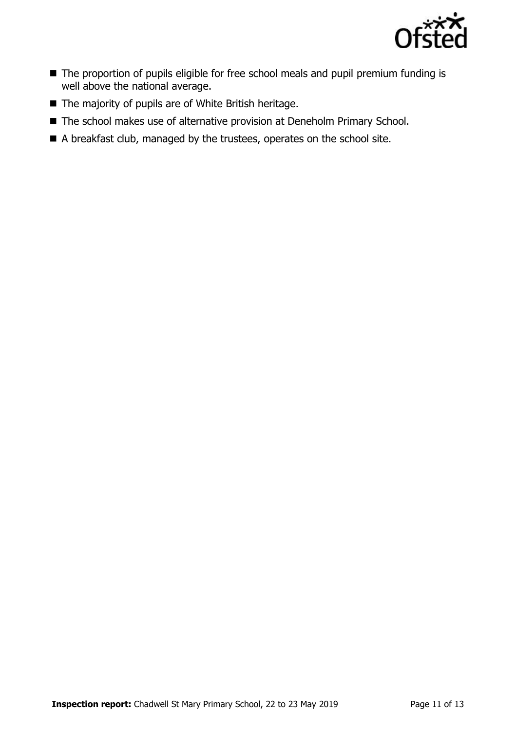- The proportion of pupils eligible for free school meals and pupil premium funding is well above the national average.
- The majority of pupils are of White British heritage.
- The school makes use of alternative provision at Deneholm Primary School.
- A breakfast club, managed by the trustees, operates on the school site.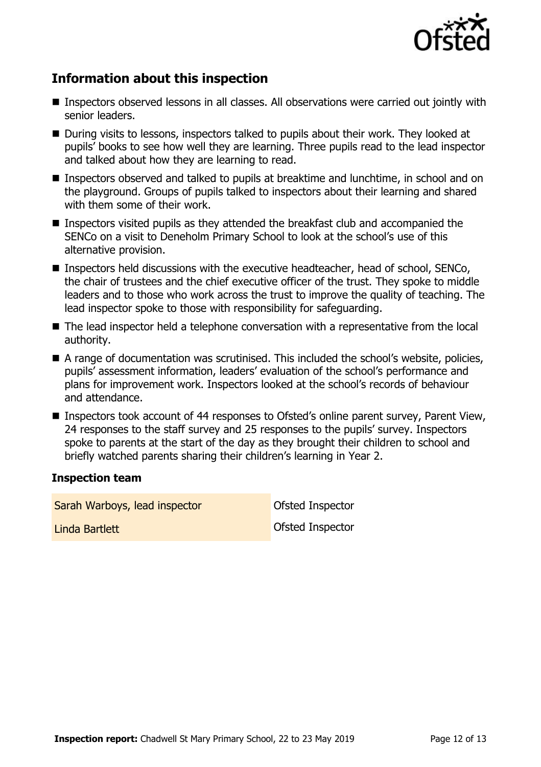## Information about this inspection

- Inspectors observed lessons in all classes. All observations were carried out jointly with senior leaders.
- During visits to lessons, inspectors talked to pupils about their work. They looked at pupils' books to see how well they are learning. Three pupils read to the lead inspector and talked about how they are learning to read.
- Inspectors observed and talked to pupils at breaktime and lunchtime, in school and on the playground. Groups of pupils talked to inspectors about their learning and shared with them some of their work.
- Inspectors visited pupils as they attended the breakfast club and accompanied the SENCo on a visit to Deneholm Primary School to look at the school's use of this alternative provision.
- Inspectors held discussions with the executive headteacher, head of school, SENCo, the chair of trustees and the chief executive officer of the trust. They spoke to middle leaders and to those who work across the trust to improve the quality of teaching. The lead inspector spoke to those with responsibility for safeguarding.
- The lead inspector held a telephone conversation with a representative from the local authority.
- A range of documentation was scrutinised. This included the school's website, policies, pupils' assessment information, leaders' evaluation of the school's performance and plans for improvement work. Inspectors looked at the school's records of behaviour and attendance.
- Inspectors took account of 44 responses to Ofsted's online parent survey, Parent View, 24 responses to the staff survey and 25 responses to the pupils' survey. Inspectors spoke to parents at the start of the day as they brought their children to school and briefly watched parents sharing their children's learning in Year 2.

### Inspection team

| | |
|---|---|
| Sarah Warboys, lead inspector | Ofsted Inspector |
| Linda Bartlett | Ofsted Inspector |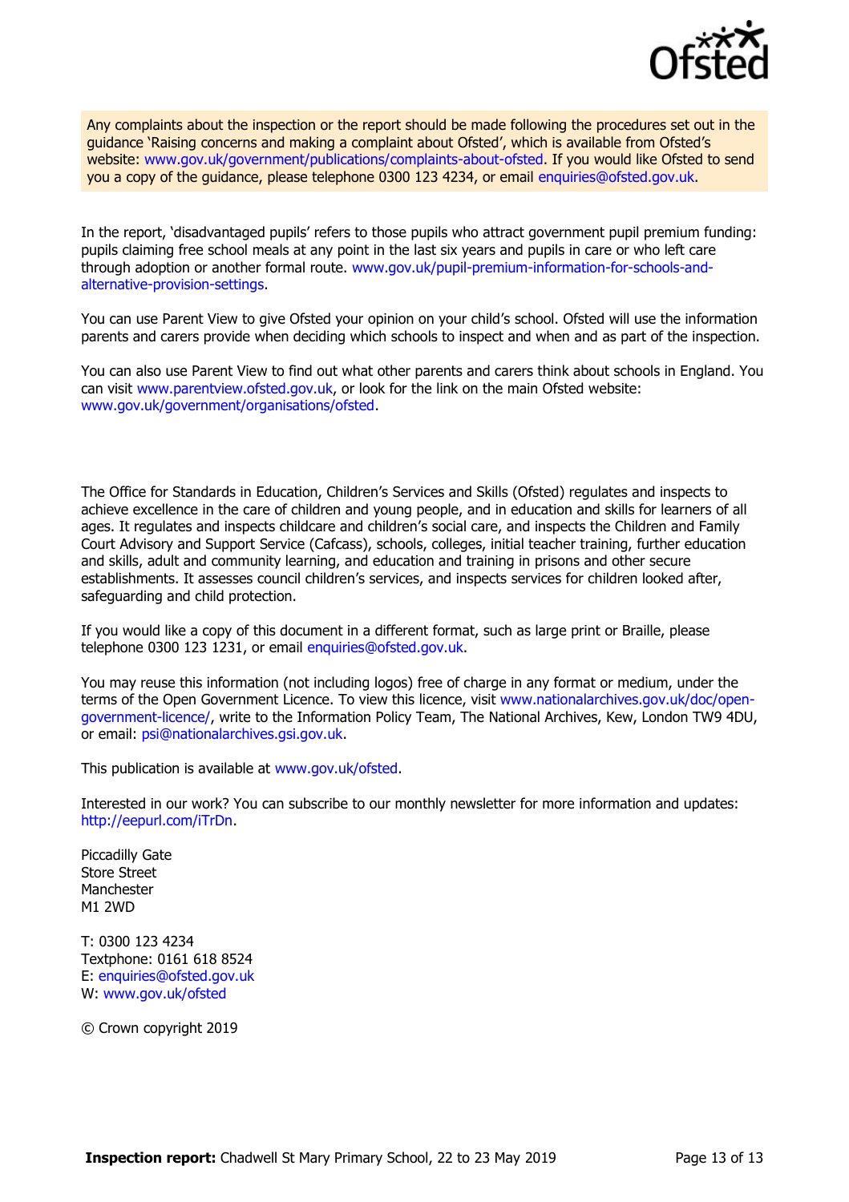Any complaints about the inspection or the report should be made following the procedures set out in the guidance 'Raising concerns and making a complaint about Ofsted', which is available from Ofsted's website: www.gov.uk/government/publications/complaints-about-ofsted. If you would like Ofsted to send you a copy of the guidance, please telephone 0300 123 4234, or email enquiries@ofsted.gov.uk.

In the report, 'disadvantaged pupils' refers to those pupils who attract government pupil premium funding: pupils claiming free school meals at any point in the last six years and pupils in care or who left care through adoption or another formal route. www.gov.uk/pupil-premium-information-for-schools-and-alternative-provision-settings.

You can use Parent View to give Ofsted your opinion on your child's school. Ofsted will use the information parents and carers provide when deciding which schools to inspect and when and as part of the inspection.

You can also use Parent View to find out what other parents and carers think about schools in England. You can visit www.parentview.ofsted.gov.uk, or look for the link on the main Ofsted website: www.gov.uk/government/organisations/ofsted.

The Office for Standards in Education, Children's Services and Skills (Ofsted) regulates and inspects to achieve excellence in the care of children and young people, and in education and skills for learners of all ages. It regulates and inspects childcare and children's social care, and inspects the Children and Family Court Advisory and Support Service (Cafcass), schools, colleges, initial teacher training, further education and skills, adult and community learning, and education and training in prisons and other secure establishments. It assesses council children's services, and inspects services for children looked after, safeguarding and child protection.

If you would like a copy of this document in a different format, such as large print or Braille, please telephone 0300 123 1231, or email enquiries@ofsted.gov.uk.

You may reuse this information (not including logos) free of charge in any format or medium, under the terms of the Open Government Licence. To view this licence, visit www.nationalarchives.gov.uk/doc/open-government-licence/, write to the Information Policy Team, The National Archives, Kew, London TW9 4DU, or email: psi@nationalarchives.gsi.gov.uk.

This publication is available at www.gov.uk/ofsted.

Interested in our work? You can subscribe to our monthly newsletter for more information and updates: http://eepurl.com/iTrDn.

Piccadilly Gate  
Store Street  
Manchester  
M1 2WD

T: 0300 123 4234  
Textphone: 0161 618 8524  
E: enquiries@ofsted.gov.uk  
W: www.gov.uk/ofsted

© Crown copyright 2019